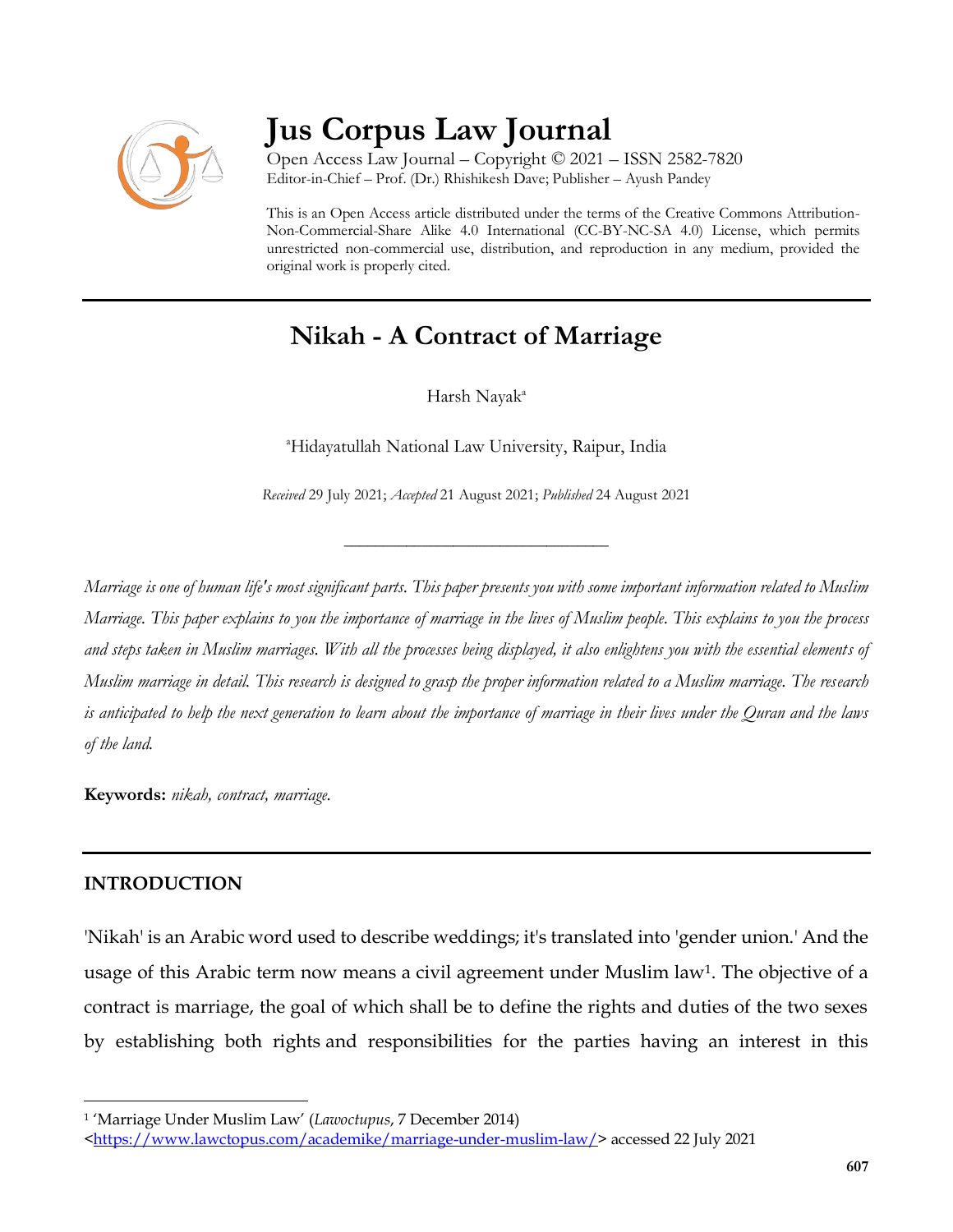# Jus Corpus Law Journal

Open Access Law Journal – Copyright © 2021 – ISSN 2582-7820
Editor-in-Chief – Prof. (Dr.) Rhishikesh Dave; Publisher – Ayush Pandey

This is an Open Access article distributed under the terms of the Creative Commons Attribution-Non-Commercial-Share Alike 4.0 International (CC-BY-NC-SA 4.0) License, which permits unrestricted non-commercial use, distribution, and reproduction in any medium, provided the original work is properly cited.

## Nikah - A Contract of Marriage

Harsh Nayak[a]

[a]Hidayatullah National Law University, Raipur, India

*Received* 29 July 2021; *Accepted* 21 August 2021; *Published* 24 August 2021

---

*Marriage is one of human life's most significant parts. This paper presents you with some important information related to Muslim Marriage. This paper explains to you the importance of marriage in the lives of Muslim people. This explains to you the process and steps taken in Muslim marriages. With all the processes being displayed, it also enlightens you with the essential elements of Muslim marriage in detail. This research is designed to grasp the proper information related to a Muslim marriage. The research is anticipated to help the next generation to learn about the importance of marriage in their lives under the Quran and the laws of the land.*

**Keywords:** *nikah, contract, marriage.*

## INTRODUCTION

'Nikah' is an Arabic word used to describe weddings; it's translated into 'gender union.' And the usage of this Arabic term now means a civil agreement under Muslim law[1]. The objective of a contract is marriage, the goal of which shall be to define the rights and duties of the two sexes by establishing both rights and responsibilities for the parties having an interest in this

[1] 'Marriage Under Muslim Law' (*Lawoctupus,* 7 December 2014) <https://www.lawctopus.com/academike/marriage-under-muslim-law/> accessed 22 July 2021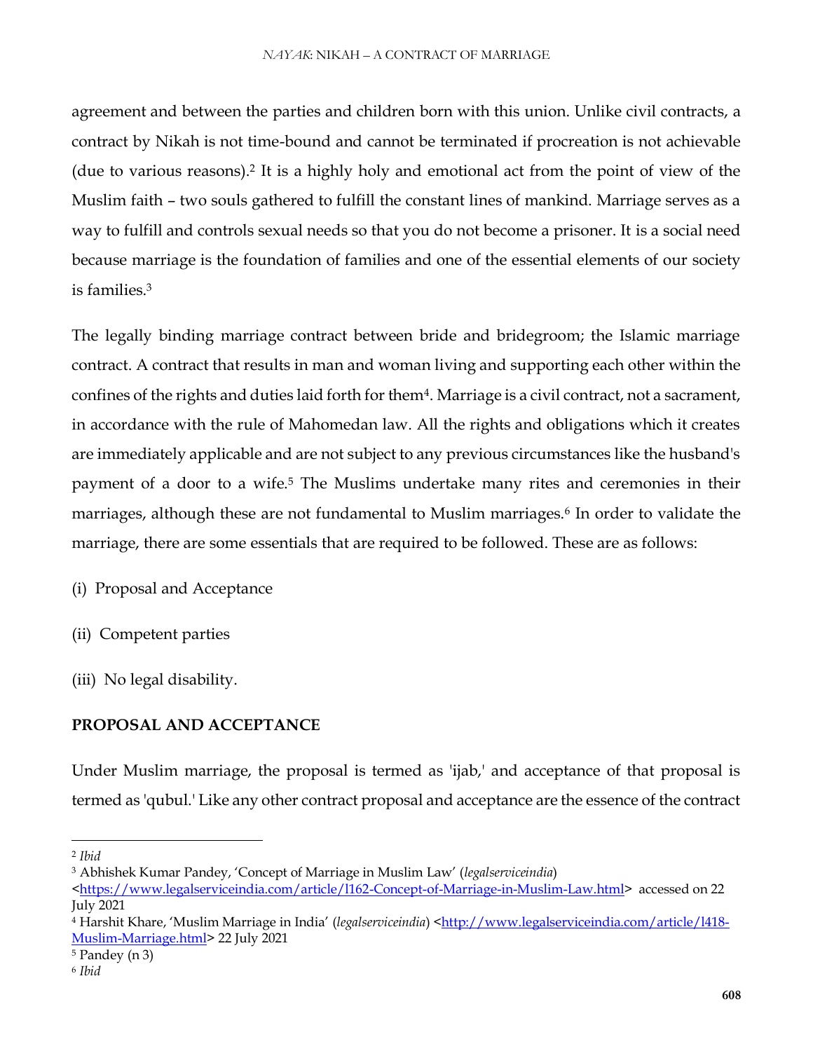agreement and between the parties and children born with this union. Unlike civil contracts, a contract by Nikah is not time-bound and cannot be terminated if procreation is not achievable (due to various reasons).[2] It is a highly holy and emotional act from the point of view of the Muslim faith – two souls gathered to fulfill the constant lines of mankind. Marriage serves as a way to fulfill and controls sexual needs so that you do not become a prisoner. It is a social need because marriage is the foundation of families and one of the essential elements of our society is families.[3]

The legally binding marriage contract between bride and bridegroom; the Islamic marriage contract. A contract that results in man and woman living and supporting each other within the confines of the rights and duties laid forth for them[4]. Marriage is a civil contract, not a sacrament, in accordance with the rule of Mahomedan law. All the rights and obligations which it creates are immediately applicable and are not subject to any previous circumstances like the husband's payment of a door to a wife.[5] The Muslims undertake many rites and ceremonies in their marriages, although these are not fundamental to Muslim marriages.[6] In order to validate the marriage, there are some essentials that are required to be followed. These are as follows:

(i) Proposal and Acceptance

(ii) Competent parties

(iii) No legal disability.

**PROPOSAL AND ACCEPTANCE**

Under Muslim marriage, the proposal is termed as 'ijab,' and acceptance of that proposal is termed as 'qubul.' Like any other contract proposal and acceptance are the essence of the contract

---

[2] *Ibid*

[3] Abhishek Kumar Pandey, 'Concept of Marriage in Muslim Law' (*legalserviceindia*) <https://www.legalserviceindia.com/article/l162-Concept-of-Marriage-in-Muslim-Law.html> accessed on 22 July 2021

[4] Harshit Khare, 'Muslim Marriage in India' (*legalserviceindia*) <http://www.legalserviceindia.com/article/l418-Muslim-Marriage.html> 22 July 2021

[5] Pandey (n 3)

[6] *Ibid*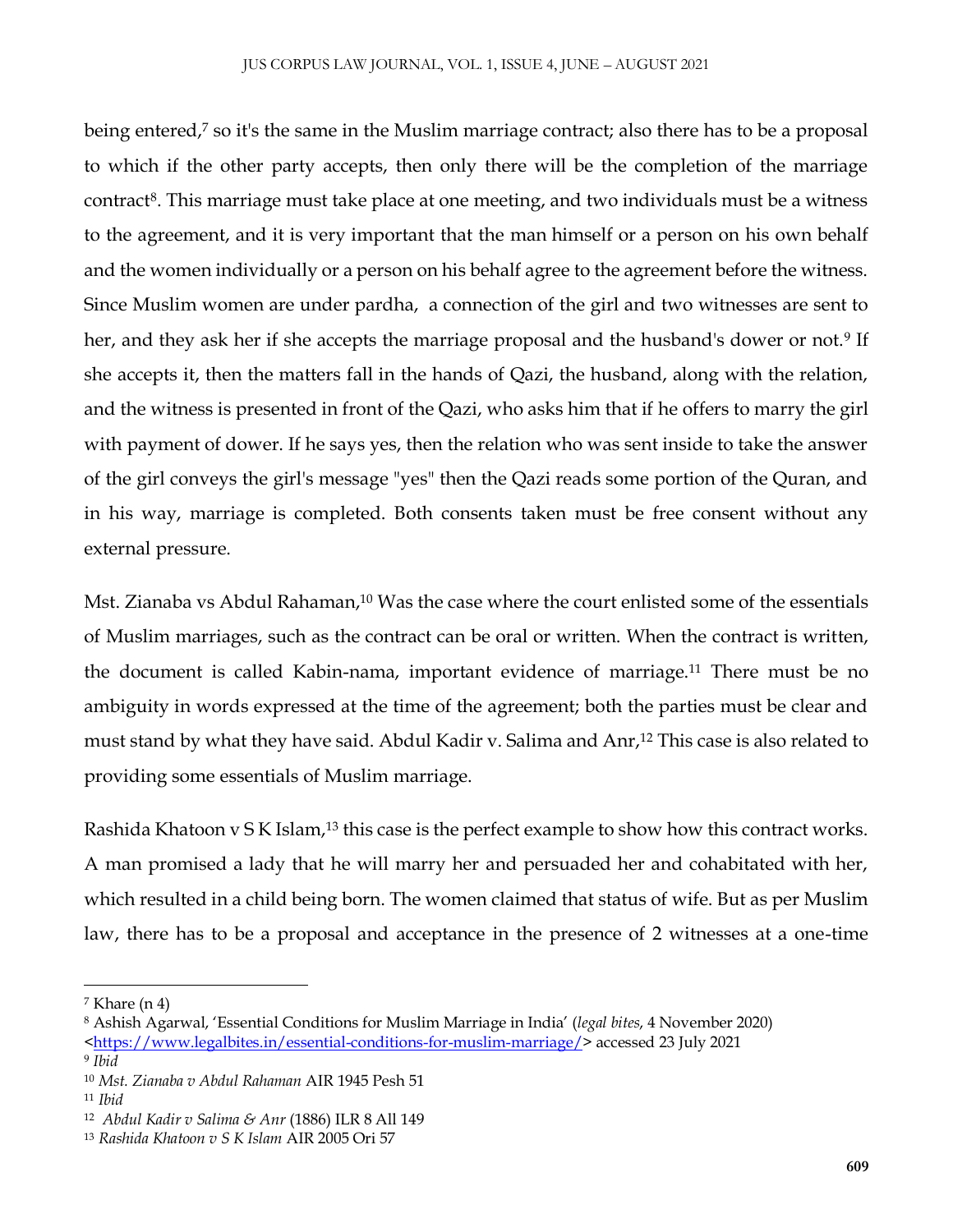being entered,[7] so it's the same in the Muslim marriage contract; also there has to be a proposal to which if the other party accepts, then only there will be the completion of the marriage contract[8]. This marriage must take place at one meeting, and two individuals must be a witness to the agreement, and it is very important that the man himself or a person on his own behalf and the women individually or a person on his behalf agree to the agreement before the witness. Since Muslim women are under pardha, a connection of the girl and two witnesses are sent to her, and they ask her if she accepts the marriage proposal and the husband's dower or not.[9] If she accepts it, then the matters fall in the hands of Qazi, the husband, along with the relation, and the witness is presented in front of the Qazi, who asks him that if he offers to marry the girl with payment of dower. If he says yes, then the relation who was sent inside to take the answer of the girl conveys the girl's message "yes" then the Qazi reads some portion of the Quran, and in his way, marriage is completed. Both consents taken must be free consent without any external pressure.

Mst. Zianaba vs Abdul Rahaman,[10] Was the case where the court enlisted some of the essentials of Muslim marriages, such as the contract can be oral or written. When the contract is written, the document is called Kabin-nama, important evidence of marriage.[11] There must be no ambiguity in words expressed at the time of the agreement; both the parties must be clear and must stand by what they have said. Abdul Kadir v. Salima and Anr,[12] This case is also related to providing some essentials of Muslim marriage.

Rashida Khatoon v S K Islam,[13] this case is the perfect example to show how this contract works. A man promised a lady that he will marry her and persuaded her and cohabitated with her, which resulted in a child being born. The women claimed that status of wife. But as per Muslim law, there has to be a proposal and acceptance in the presence of 2 witnesses at a one-time

---

[7] Khare (n 4)

[8] Ashish Agarwal, 'Essential Conditions for Muslim Marriage in India' (*legal bites*, 4 November 2020) <https://www.legalbites.in/essential-conditions-for-muslim-marriage/> accessed 23 July 2021

[9] *Ibid*

[10] *Mst. Zianaba v Abdul Rahaman* AIR 1945 Pesh 51

[11] *Ibid*

[12] *Abdul Kadir v Salima & Anr* (1886) ILR 8 All 149

[13] *Rashida Khatoon v S K Islam* AIR 2005 Ori 57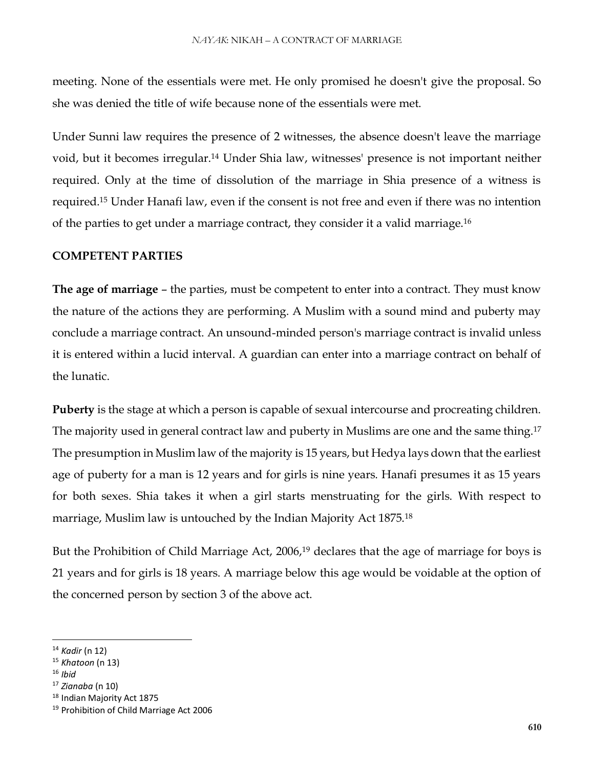meeting. None of the essentials were met. He only promised he doesn't give the proposal. So she was denied the title of wife because none of the essentials were met.

Under Sunni law requires the presence of 2 witnesses, the absence doesn't leave the marriage void, but it becomes irregular.[14] Under Shia law, witnesses' presence is not important neither required. Only at the time of dissolution of the marriage in Shia presence of a witness is required.[15] Under Hanafi law, even if the consent is not free and even if there was no intention of the parties to get under a marriage contract, they consider it a valid marriage.[16]

## COMPETENT PARTIES

**The age of marriage** – the parties, must be competent to enter into a contract. They must know the nature of the actions they are performing. A Muslim with a sound mind and puberty may conclude a marriage contract. An unsound-minded person's marriage contract is invalid unless it is entered within a lucid interval. A guardian can enter into a marriage contract on behalf of the lunatic.

**Puberty** is the stage at which a person is capable of sexual intercourse and procreating children. The majority used in general contract law and puberty in Muslims are one and the same thing.[17] The presumption in Muslim law of the majority is 15 years, but Hedya lays down that the earliest age of puberty for a man is 12 years and for girls is nine years. Hanafi presumes it as 15 years for both sexes. Shia takes it when a girl starts menstruating for the girls. With respect to marriage, Muslim law is untouched by the Indian Majority Act 1875.[18]

But the Prohibition of Child Marriage Act, 2006,[19] declares that the age of marriage for boys is 21 years and for girls is 18 years. A marriage below this age would be voidable at the option of the concerned person by section 3 of the above act.

---

[14] *Kadir* (n 12)

[15] *Khatoon* (n 13)

[16] *Ibid*

[17] *Zianaba* (n 10)

[18] Indian Majority Act 1875

[19] Prohibition of Child Marriage Act 2006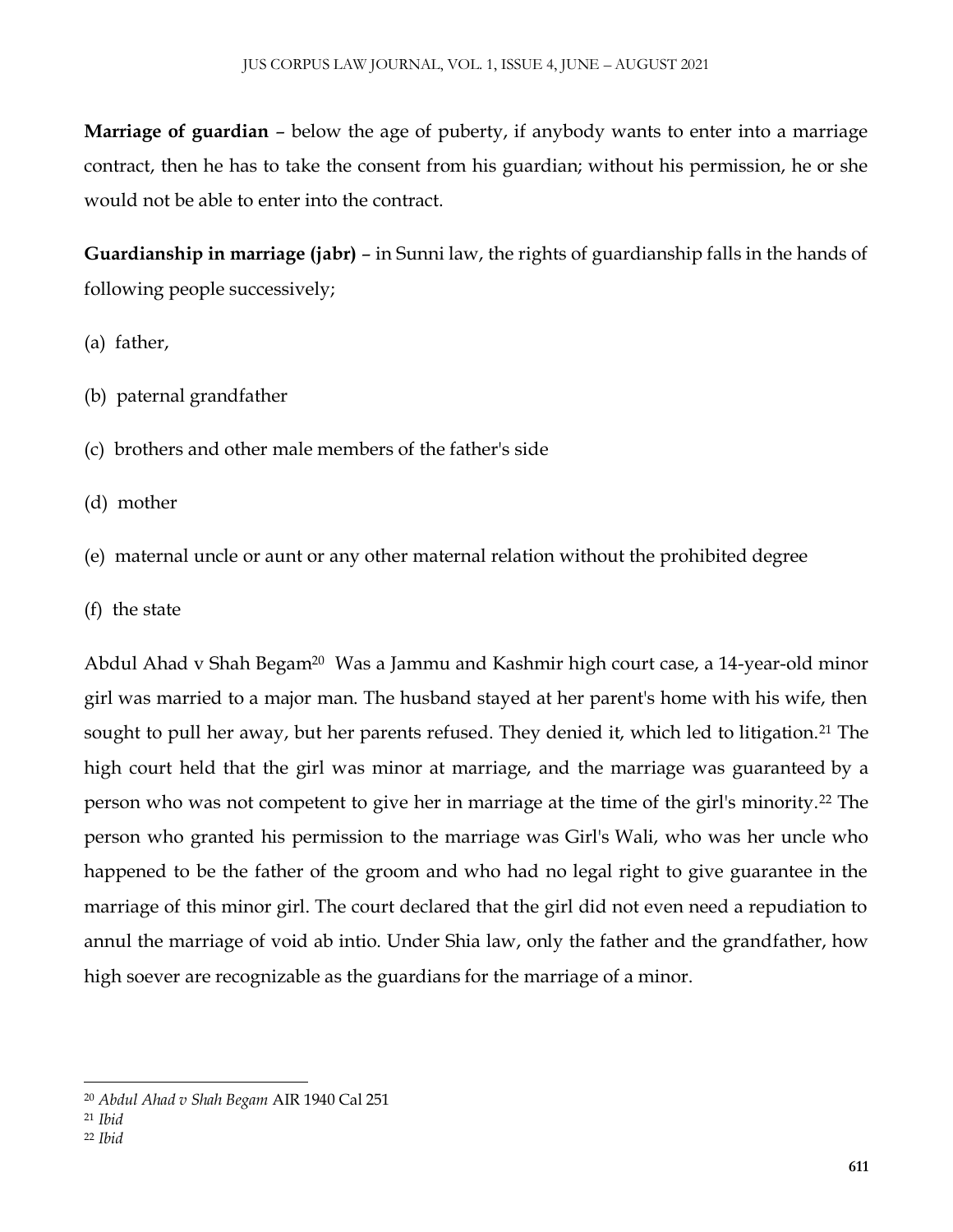**Marriage of guardian** – below the age of puberty, if anybody wants to enter into a marriage contract, then he has to take the consent from his guardian; without his permission, he or she would not be able to enter into the contract.

**Guardianship in marriage (jabr)** – in Sunni law, the rights of guardianship falls in the hands of following people successively;

(a) father,

(b) paternal grandfather

(c) brothers and other male members of the father's side

(d) mother

(e) maternal uncle or aunt or any other maternal relation without the prohibited degree

(f) the state

Abdul Ahad v Shah Begam[20] Was a Jammu and Kashmir high court case, a 14-year-old minor girl was married to a major man. The husband stayed at her parent's home with his wife, then sought to pull her away, but her parents refused. They denied it, which led to litigation.[21] The high court held that the girl was minor at marriage, and the marriage was guaranteed by a person who was not competent to give her in marriage at the time of the girl's minority.[22] The person who granted his permission to the marriage was Girl's Wali, who was her uncle who happened to be the father of the groom and who had no legal right to give guarantee in the marriage of this minor girl. The court declared that the girl did not even need a repudiation to annul the marriage of void ab intio. Under Shia law, only the father and the grandfather, how high soever are recognizable as the guardians for the marriage of a minor.

---

[20] *Abdul Ahad v Shah Begam* AIR 1940 Cal 251

[21] *Ibid*

[22] *Ibid*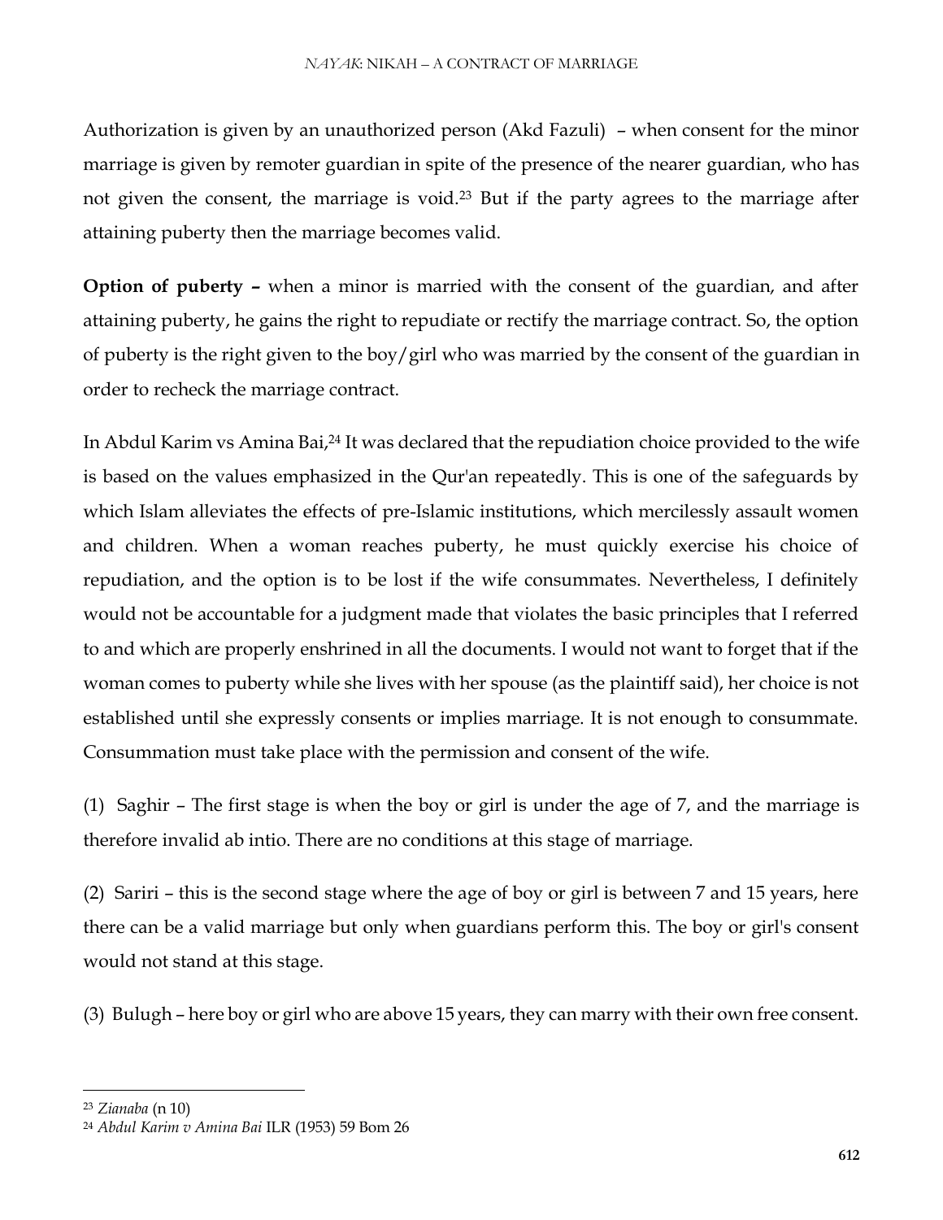Authorization is given by an unauthorized person (Akd Fazuli) – when consent for the minor marriage is given by remoter guardian in spite of the presence of the nearer guardian, who has not given the consent, the marriage is void.[23] But if the party agrees to the marriage after attaining puberty then the marriage becomes valid.

**Option of puberty –** when a minor is married with the consent of the guardian, and after attaining puberty, he gains the right to repudiate or rectify the marriage contract. So, the option of puberty is the right given to the boy/girl who was married by the consent of the guardian in order to recheck the marriage contract.

In Abdul Karim vs Amina Bai,[24] It was declared that the repudiation choice provided to the wife is based on the values emphasized in the Qur'an repeatedly. This is one of the safeguards by which Islam alleviates the effects of pre-Islamic institutions, which mercilessly assault women and children. When a woman reaches puberty, he must quickly exercise his choice of repudiation, and the option is to be lost if the wife consummates. Nevertheless, I definitely would not be accountable for a judgment made that violates the basic principles that I referred to and which are properly enshrined in all the documents. I would not want to forget that if the woman comes to puberty while she lives with her spouse (as the plaintiff said), her choice is not established until she expressly consents or implies marriage. It is not enough to consummate. Consummation must take place with the permission and consent of the wife.

(1) Saghir – The first stage is when the boy or girl is under the age of 7, and the marriage is therefore invalid ab intio. There are no conditions at this stage of marriage.

(2) Sariri – this is the second stage where the age of boy or girl is between 7 and 15 years, here there can be a valid marriage but only when guardians perform this. The boy or girl's consent would not stand at this stage.

(3) Bulugh – here boy or girl who are above 15 years, they can marry with their own free consent.

---

[23] *Zianaba* (n 10)

[24] *Abdul Karim v Amina Bai* ILR (1953) 59 Bom 26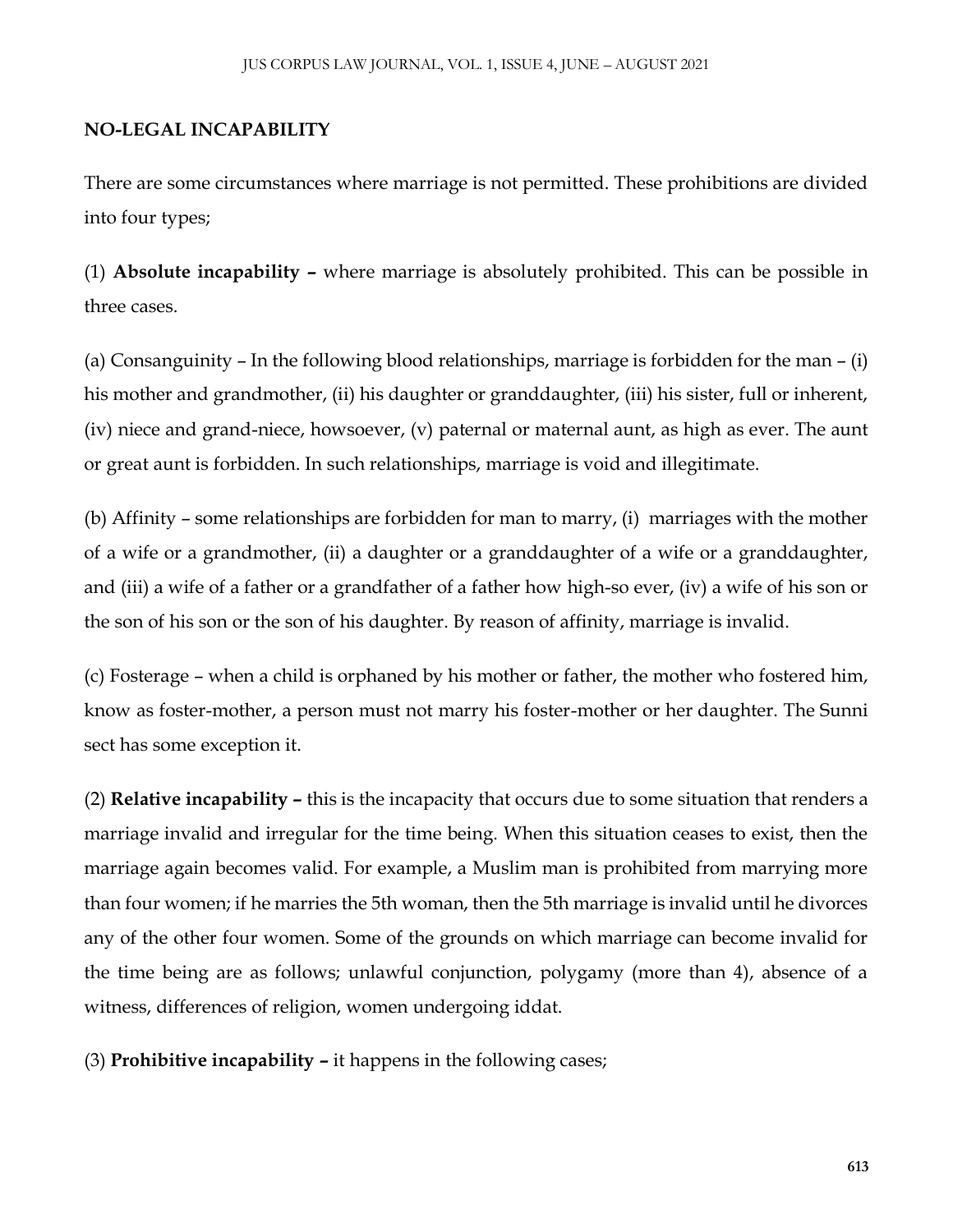**NO-LEGAL INCAPABILITY**

There are some circumstances where marriage is not permitted. These prohibitions are divided into four types;

(1) **Absolute incapability –** where marriage is absolutely prohibited. This can be possible in three cases.

(a) Consanguinity – In the following blood relationships, marriage is forbidden for the man – (i) his mother and grandmother, (ii) his daughter or granddaughter, (iii) his sister, full or inherent, (iv) niece and grand-niece, howsoever, (v) paternal or maternal aunt, as high as ever. The aunt or great aunt is forbidden. In such relationships, marriage is void and illegitimate.

(b) Affinity – some relationships are forbidden for man to marry, (i) marriages with the mother of a wife or a grandmother, (ii) a daughter or a granddaughter of a wife or a granddaughter, and (iii) a wife of a father or a grandfather of a father how high-so ever, (iv) a wife of his son or the son of his son or the son of his daughter. By reason of affinity, marriage is invalid.

(c) Fosterage – when a child is orphaned by his mother or father, the mother who fostered him, know as foster-mother, a person must not marry his foster-mother or her daughter. The Sunni sect has some exception it.

(2) **Relative incapability –** this is the incapacity that occurs due to some situation that renders a marriage invalid and irregular for the time being. When this situation ceases to exist, then the marriage again becomes valid. For example, a Muslim man is prohibited from marrying more than four women; if he marries the 5th woman, then the 5th marriage is invalid until he divorces any of the other four women. Some of the grounds on which marriage can become invalid for the time being are as follows; unlawful conjunction, polygamy (more than 4), absence of a witness, differences of religion, women undergoing iddat.

(3) **Prohibitive incapability –** it happens in the following cases;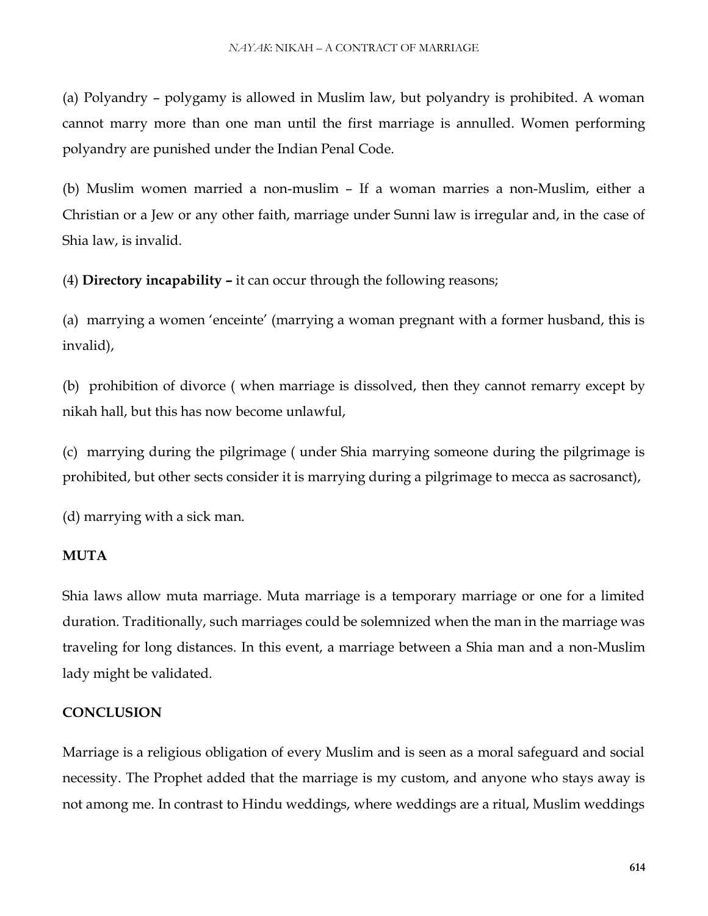(a) Polyandry – polygamy is allowed in Muslim law, but polyandry is prohibited. A woman cannot marry more than one man until the first marriage is annulled. Women performing polyandry are punished under the Indian Penal Code.

(b) Muslim women married a non-muslim – If a woman marries a non-Muslim, either a Christian or a Jew or any other faith, marriage under Sunni law is irregular and, in the case of Shia law, is invalid.

(4) **Directory incapability –** it can occur through the following reasons;

(a) marrying a women 'enceinte' (marrying a woman pregnant with a former husband, this is invalid),

(b) prohibition of divorce ( when marriage is dissolved, then they cannot remarry except by nikah hall, but this has now become unlawful,

(c) marrying during the pilgrimage ( under Shia marrying someone during the pilgrimage is prohibited, but other sects consider it is marrying during a pilgrimage to mecca as sacrosanct),

(d) marrying with a sick man.

**MUTA**

Shia laws allow muta marriage. Muta marriage is a temporary marriage or one for a limited duration. Traditionally, such marriages could be solemnized when the man in the marriage was traveling for long distances. In this event, a marriage between a Shia man and a non-Muslim lady might be validated.

**CONCLUSION**

Marriage is a religious obligation of every Muslim and is seen as a moral safeguard and social necessity. The Prophet added that the marriage is my custom, and anyone who stays away is not among me. In contrast to Hindu weddings, where weddings are a ritual, Muslim weddings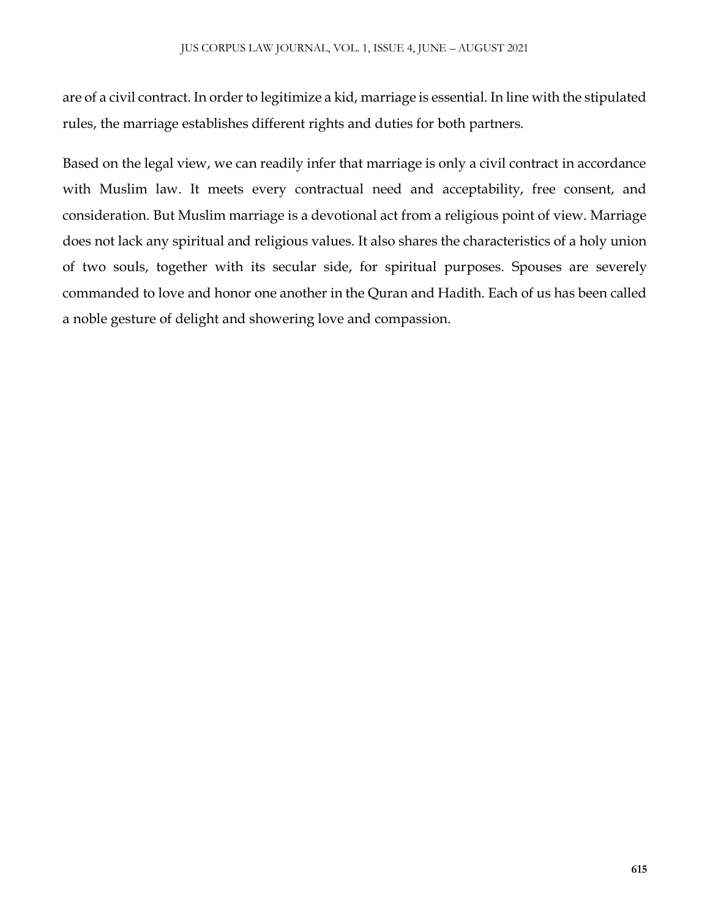are of a civil contract. In order to legitimize a kid, marriage is essential. In line with the stipulated rules, the marriage establishes different rights and duties for both partners.

Based on the legal view, we can readily infer that marriage is only a civil contract in accordance with Muslim law. It meets every contractual need and acceptability, free consent, and consideration. But Muslim marriage is a devotional act from a religious point of view. Marriage does not lack any spiritual and religious values. It also shares the characteristics of a holy union of two souls, together with its secular side, for spiritual purposes. Spouses are severely commanded to love and honor one another in the Quran and Hadith. Each of us has been called a noble gesture of delight and showering love and compassion.